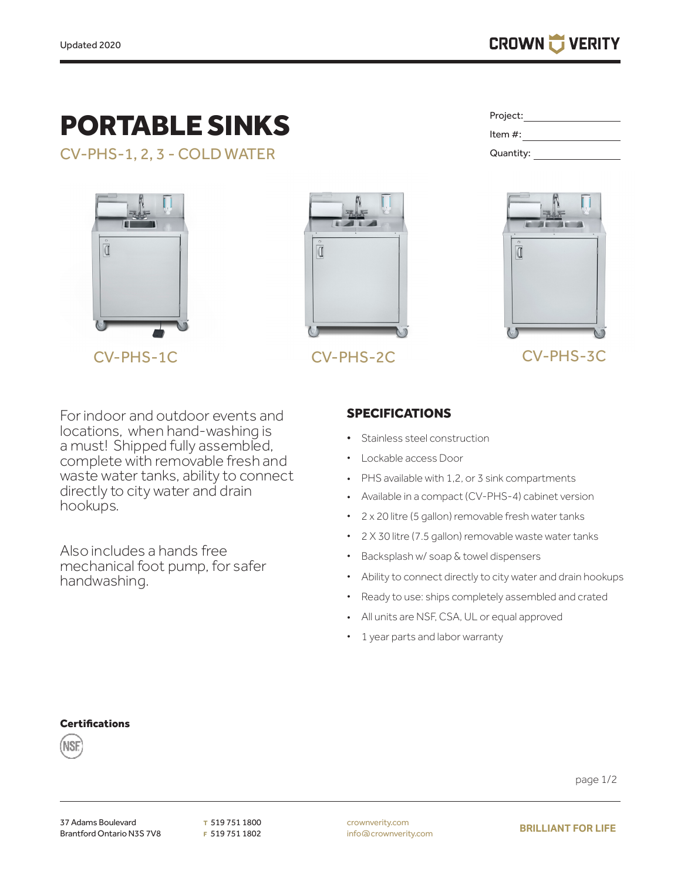Updated 2020

# PORTABLE SINKS

## CV-PHS-1, 2, 3 - COLD WATER

Project: \_\_\_\_\_\_\_\_\_\_\_\_\_\_\_\_

Item #: \_\_\_\_\_\_\_\_\_\_\_\_\_\_\_\_

Quantity: \_\_\_\_\_\_\_\_\_\_\_\_\_\_\_\_

CV-PHS-1C

CV-PHS-2C

CV-PHS-3C

For indoor and outdoor events and locations, when hand-washing is a must! Shipped fully assembled, complete with removable fresh and waste water tanks, ability to connect directly to city water and drain hookups.

Also includes a hands free mechanical foot pump, for safer handwashing.

### SPECIFICATIONS

- Stainless steel construction
- Lockable access Door
- PHS available with 1,2, or 3 sink compartments
- Available in a compact (CV-PHS-4) cabinet version
- 2 x 20 litre (5 gallon) removable fresh water tanks
- 2 X 30 litre (7.5 gallon) removable waste water tanks
- Backsplash w/ soap & towel dispensers
- Ability to connect directly to city water and drain hookups
- Ready to use: ships completely assembled and crated
- All units are NSF, CSA, UL or equal approved
- 1 year parts and labor warranty

**Certifications**

NSF

37 Adams Boulevard
Brantford Ontario N3S 7V8

T 519 751 1800
F 519 751 1802

crownverity.com
info@crownverity.com

BRILLIANT FOR LIFE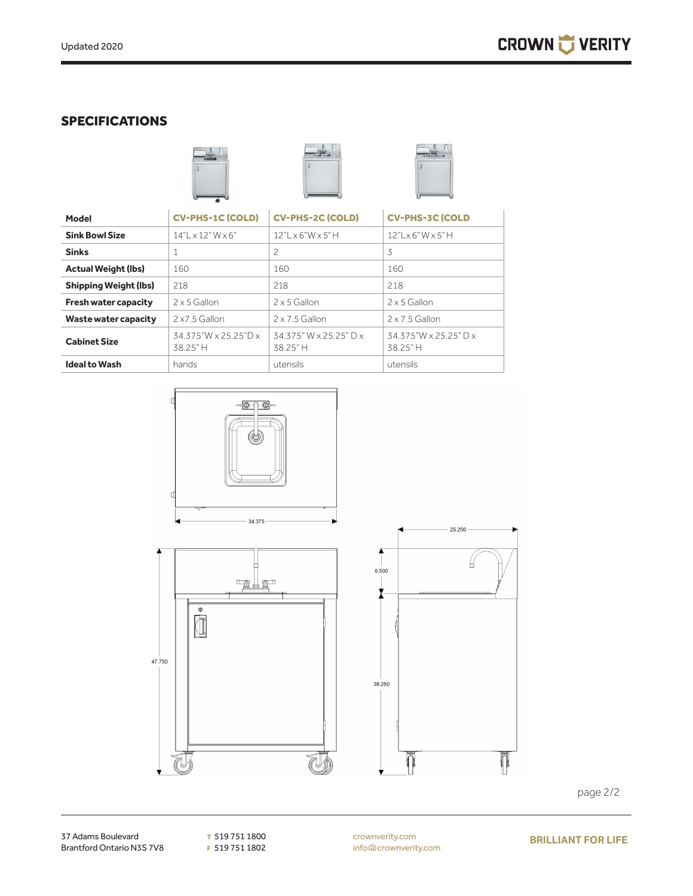## SPECIFICATIONS

| Model | CV-PHS-1C (COLD) | CV-PHS-2C (COLD) | CV-PHS-3C (COLD |
|---|---|---|---|
| **Sink Bowl Size** | 14"L x 12" W x 6" | 12"L x 6"W x 5" H | 12"L x 6" W x 5" H |
| **Sinks** | 1 | 2 | 3 |
| **Actual Weight (lbs)** | 160 | 160 | 160 |
| **Shipping Weight (lbs)** | 218 | 218 | 218 |
| **Fresh water capacity** | 2 x 5 Gallon | 2 x 5 Gallon | 2 x 5 Gallon |
| **Waste water capacity** | 2 x7.5 Gallon | 2 x 7.5 Gallon | 2 x 7.5 Gallon |
| **Cabinet Size** | 34.375"W x 25.25"D x 38.25" H | 34.375" W x 25.25" D x 38.25" H | 34.375"W x 25.25" D x 38.25" H |
| **Ideal to Wash** | hands | utensils | utensils |

34.375

25.250

9.500

47.750

38.250